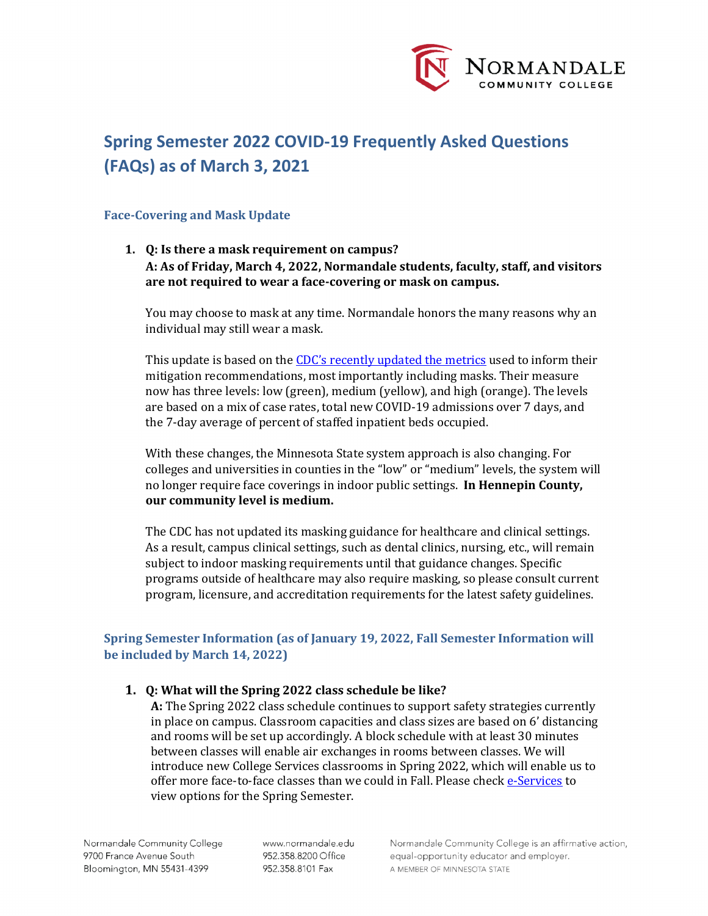# Spring Semester 2022 COVID-19 Frequently Asked Questions (FAQs) as of March 3, 2021

## Face-Covering and Mask Update

1. **Q: Is there a mask requirement on campus?**
   **A: As of Friday, March 4, 2022, Normandale students, faculty, staff, and visitors are not required to wear a face-covering or mask on campus.**

   You may choose to mask at any time. Normandale honors the many reasons why an individual may still wear a mask.

   This update is based on the [CDC's recently updated the metrics] used to inform their mitigation recommendations, most importantly including masks. Their measure now has three levels: low (green), medium (yellow), and high (orange). The levels are based on a mix of case rates, total new COVID-19 admissions over 7 days, and the 7-day average of percent of staffed inpatient beds occupied.

   With these changes, the Minnesota State system approach is also changing. For colleges and universities in counties in the "low" or "medium" levels, the system will no longer require face coverings in indoor public settings. **In Hennepin County, our community level is medium.**

   The CDC has not updated its masking guidance for healthcare and clinical settings. As a result, campus clinical settings, such as dental clinics, nursing, etc., will remain subject to indoor masking requirements until that guidance changes. Specific programs outside of healthcare may also require masking, so please consult current program, licensure, and accreditation requirements for the latest safety guidelines.

## Spring Semester Information (as of January 19, 2022, Fall Semester Information will be included by March 14, 2022)

1. **Q: What will the Spring 2022 class schedule be like?**
   **A:** The Spring 2022 class schedule continues to support safety strategies currently in place on campus. Classroom capacities and class sizes are based on 6' distancing and rooms will be set up accordingly. A block schedule with at least 30 minutes between classes will enable air exchanges in rooms between classes. We will introduce new College Services classrooms in Spring 2022, which will enable us to offer more face-to-face classes than we could in Fall. Please check [e-Services] to view options for the Spring Semester.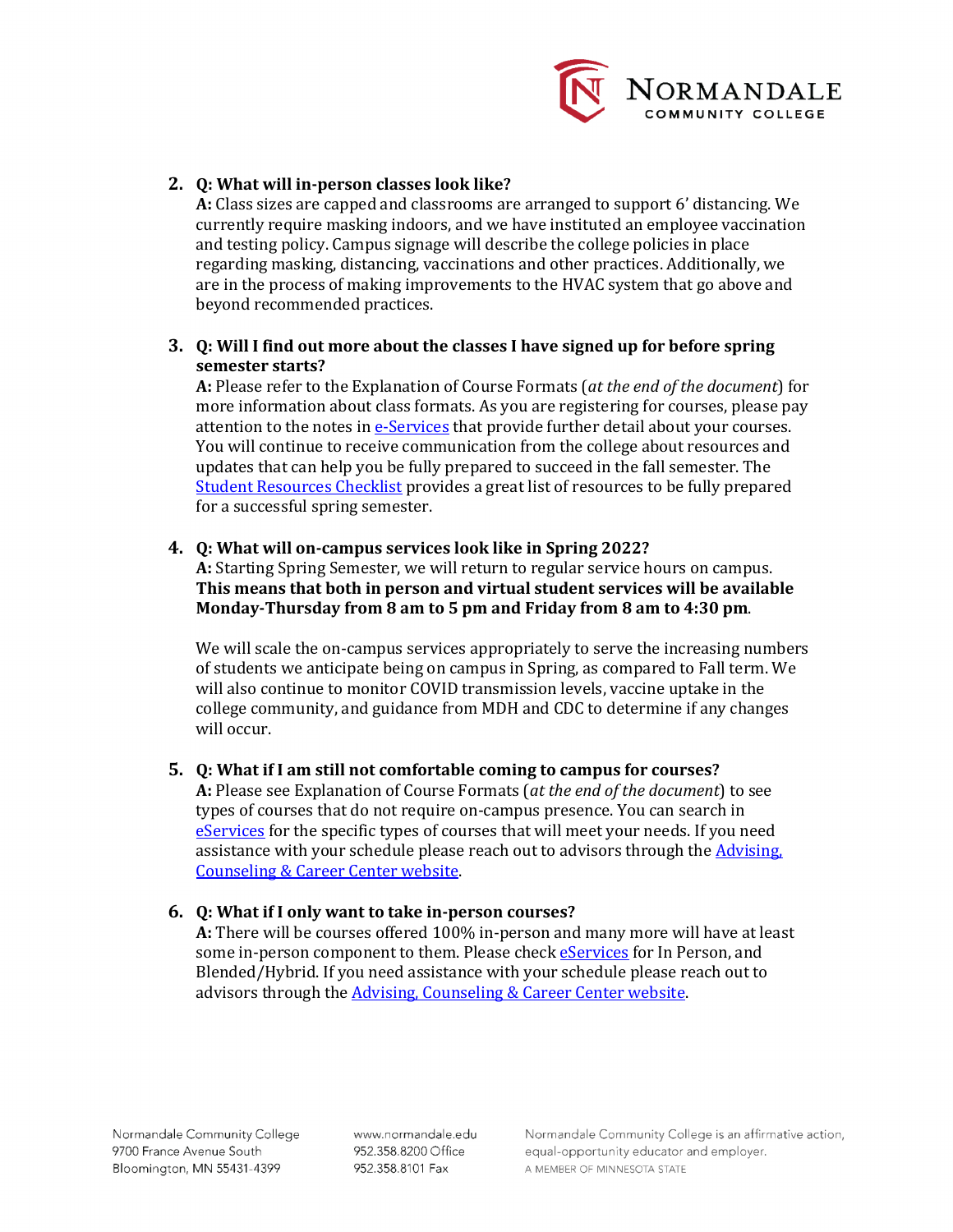2. **Q: What will in-person classes look like?**
   **A:** Class sizes are capped and classrooms are arranged to support 6' distancing. We currently require masking indoors, and we have instituted an employee vaccination and testing policy. Campus signage will describe the college policies in place regarding masking, distancing, vaccinations and other practices. Additionally, we are in the process of making improvements to the HVAC system that go above and beyond recommended practices.

3. **Q: Will I find out more about the classes I have signed up for before spring semester starts?**
   **A:** Please refer to the Explanation of Course Formats (*at the end of the document*) for more information about class formats. As you are registering for courses, please pay attention to the notes in e-Services that provide further detail about your courses. You will continue to receive communication from the college about resources and updates that can help you be fully prepared to succeed in the fall semester. The Student Resources Checklist provides a great list of resources to be fully prepared for a successful spring semester.

4. **Q: What will on-campus services look like in Spring 2022?**
   **A:** Starting Spring Semester, we will return to regular service hours on campus. **This means that both in person and virtual student services will be available Monday-Thursday from 8 am to 5 pm and Friday from 8 am to 4:30 pm**.

   We will scale the on-campus services appropriately to serve the increasing numbers of students we anticipate being on campus in Spring, as compared to Fall term. We will also continue to monitor COVID transmission levels, vaccine uptake in the college community, and guidance from MDH and CDC to determine if any changes will occur.

5. **Q: What if I am still not comfortable coming to campus for courses?**
   **A:** Please see Explanation of Course Formats (*at the end of the document*) to see types of courses that do not require on-campus presence. You can search in eServices for the specific types of courses that will meet your needs. If you need assistance with your schedule please reach out to advisors through the Advising, Counseling & Career Center website.

6. **Q: What if I only want to take in-person courses?**
   **A:** There will be courses offered 100% in-person and many more will have at least some in-person component to them. Please check eServices for In Person, and Blended/Hybrid. If you need assistance with your schedule please reach out to advisors through the Advising, Counseling & Career Center website.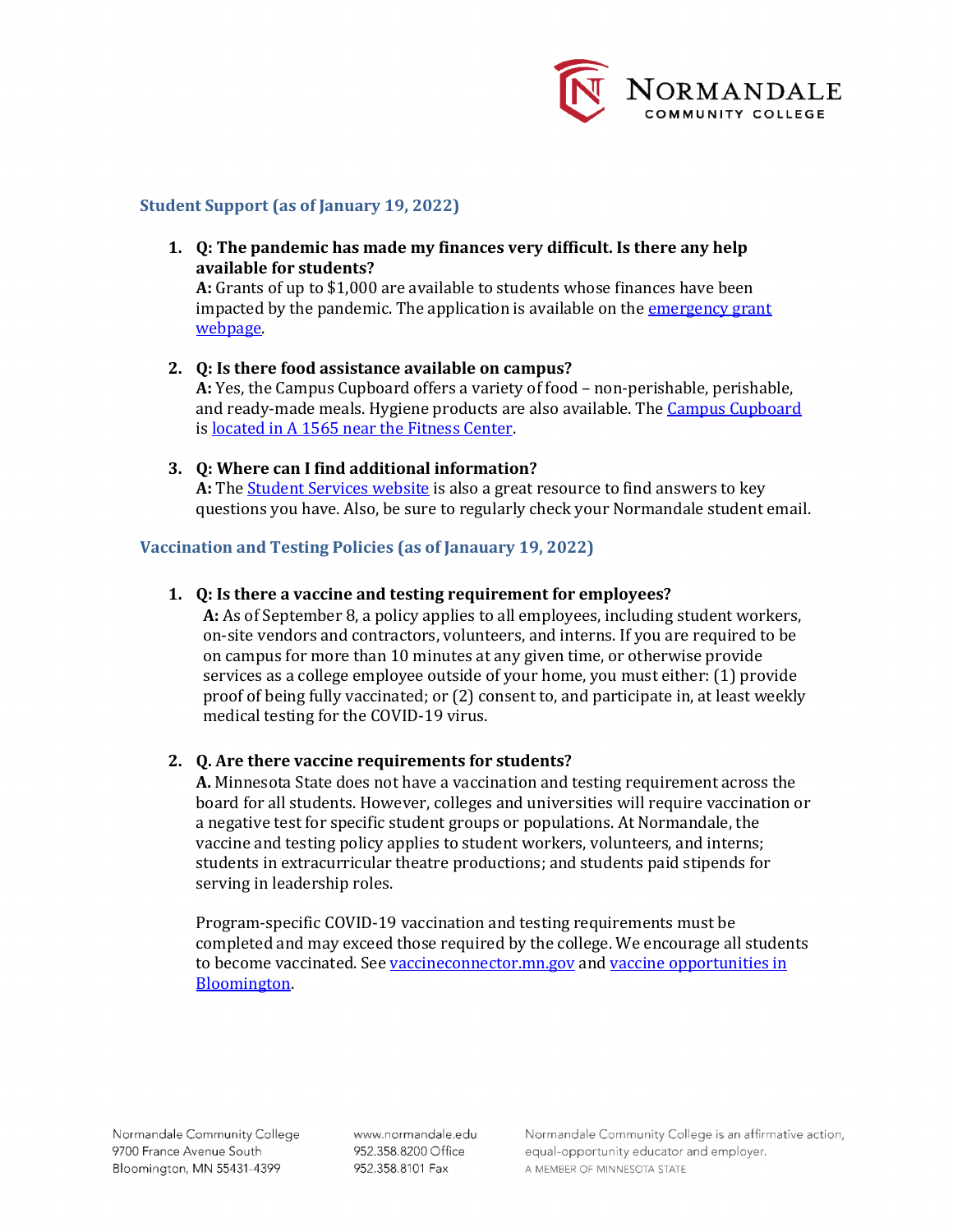## Student Support (as of January 19, 2022)

1. **Q: The pandemic has made my finances very difficult. Is there any help available for students?**
   **A:** Grants of up to $1,000 are available to students whose finances have been impacted by the pandemic. The application is available on the emergency grant webpage.

2. **Q: Is there food assistance available on campus?**
   **A:** Yes, the Campus Cupboard offers a variety of food – non-perishable, perishable, and ready-made meals. Hygiene products are also available. The Campus Cupboard is located in A 1565 near the Fitness Center.

3. **Q: Where can I find additional information?**
   **A:** The Student Services website is also a great resource to find answers to key questions you have. Also, be sure to regularly check your Normandale student email.

## Vaccination and Testing Policies (as of Janauary 19, 2022)

1. **Q: Is there a vaccine and testing requirement for employees?**
   **A:** As of September 8, a policy applies to all employees, including student workers, on-site vendors and contractors, volunteers, and interns. If you are required to be on campus for more than 10 minutes at any given time, or otherwise provide services as a college employee outside of your home, you must either: (1) provide proof of being fully vaccinated; or (2) consent to, and participate in, at least weekly medical testing for the COVID-19 virus.

2. **Q. Are there vaccine requirements for students?**
   **A.** Minnesota State does not have a vaccination and testing requirement across the board for all students. However, colleges and universities will require vaccination or a negative test for specific student groups or populations. At Normandale, the vaccine and testing policy applies to student workers, volunteers, and interns; students in extracurricular theatre productions; and students paid stipends for serving in leadership roles.

   Program-specific COVID-19 vaccination and testing requirements must be completed and may exceed those required by the college. We encourage all students to become vaccinated. See vaccineconnector.mn.gov and vaccine opportunities in Bloomington.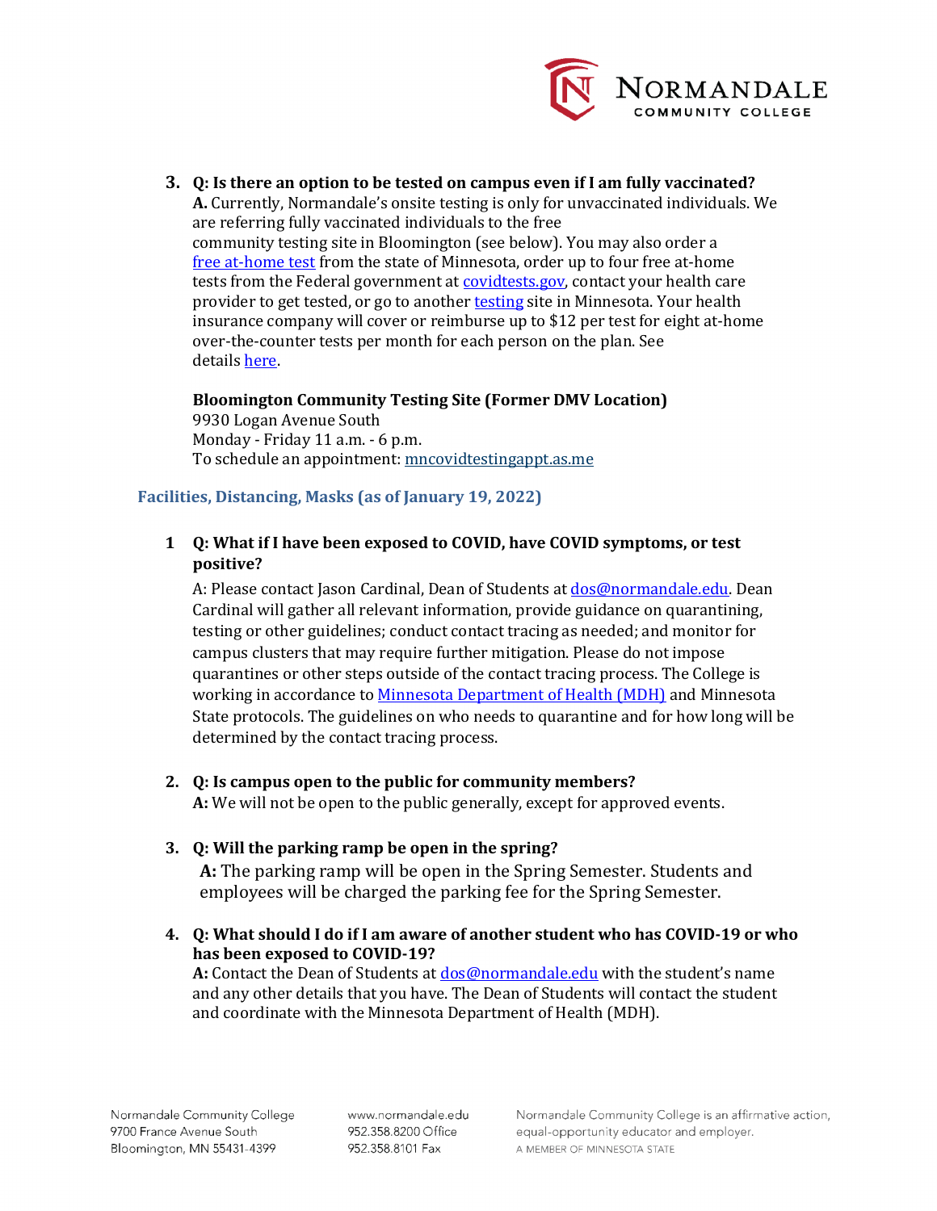3. **Q: Is there an option to be tested on campus even if I am fully vaccinated?**
   **A.** Currently, Normandale's onsite testing is only for unvaccinated individuals. We are referring fully vaccinated individuals to the free community testing site in Bloomington (see below). You may also order a free at-home test from the state of Minnesota, order up to four free at-home tests from the Federal government at covidtests.gov, contact your health care provider to get tested, or go to another testing site in Minnesota. Your health insurance company will cover or reimburse up to $12 per test for eight at-home over-the-counter tests per month for each person on the plan. See details here.

   **Bloomington Community Testing Site (Former DMV Location)**
   9930 Logan Avenue South
   Monday - Friday 11 a.m. - 6 p.m.
   To schedule an appointment: mncovidtestingappt.as.me

## Facilities, Distancing, Masks (as of January 19, 2022)

1. **Q: What if I have been exposed to COVID, have COVID symptoms, or test positive?**
   A: Please contact Jason Cardinal, Dean of Students at dos@normandale.edu. Dean Cardinal will gather all relevant information, provide guidance on quarantining, testing or other guidelines; conduct contact tracing as needed; and monitor for campus clusters that may require further mitigation. Please do not impose quarantines or other steps outside of the contact tracing process. The College is working in accordance to Minnesota Department of Health (MDH) and Minnesota State protocols. The guidelines on who needs to quarantine and for how long will be determined by the contact tracing process.

2. **Q: Is campus open to the public for community members?**
   **A:** We will not be open to the public generally, except for approved events.

3. **Q: Will the parking ramp be open in the spring?**
   **A:** The parking ramp will be open in the Spring Semester. Students and employees will be charged the parking fee for the Spring Semester.

4. **Q: What should I do if I am aware of another student who has COVID-19 or who has been exposed to COVID-19?**
   **A:** Contact the Dean of Students at dos@normandale.edu with the student's name and any other details that you have. The Dean of Students will contact the student and coordinate with the Minnesota Department of Health (MDH).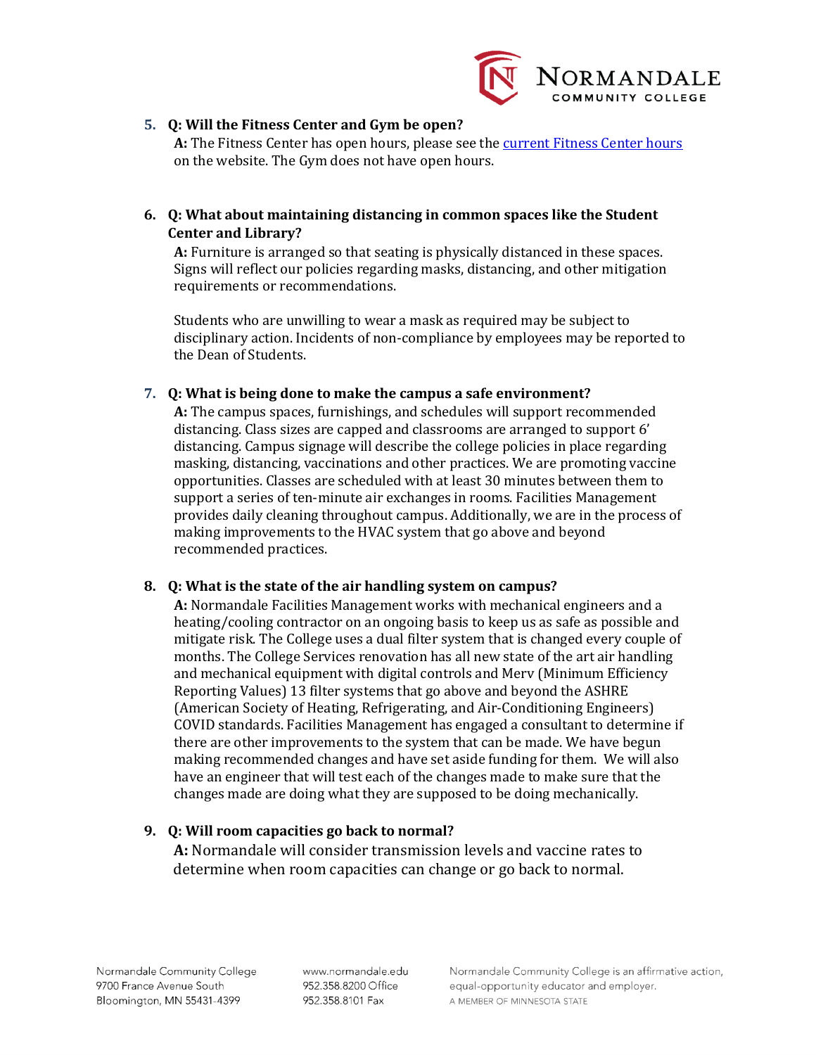5. **Q: Will the Fitness Center and Gym be open?**
   **A:** The Fitness Center has open hours, please see the [current Fitness Center hours]() on the website. The Gym does not have open hours.

6. **Q: What about maintaining distancing in common spaces like the Student Center and Library?**
   **A:** Furniture is arranged so that seating is physically distanced in these spaces. Signs will reflect our policies regarding masks, distancing, and other mitigation requirements or recommendations.

   Students who are unwilling to wear a mask as required may be subject to disciplinary action. Incidents of non-compliance by employees may be reported to the Dean of Students.

7. **Q: What is being done to make the campus a safe environment?**
   **A:** The campus spaces, furnishings, and schedules will support recommended distancing. Class sizes are capped and classrooms are arranged to support 6' distancing. Campus signage will describe the college policies in place regarding masking, distancing, vaccinations and other practices. We are promoting vaccine opportunities. Classes are scheduled with at least 30 minutes between them to support a series of ten-minute air exchanges in rooms. Facilities Management provides daily cleaning throughout campus. Additionally, we are in the process of making improvements to the HVAC system that go above and beyond recommended practices.

8. **Q: What is the state of the air handling system on campus?**
   **A:** Normandale Facilities Management works with mechanical engineers and a heating/cooling contractor on an ongoing basis to keep us as safe as possible and mitigate risk. The College uses a dual filter system that is changed every couple of months. The College Services renovation has all new state of the art air handling and mechanical equipment with digital controls and Merv (Minimum Efficiency Reporting Values) 13 filter systems that go above and beyond the ASHRE (American Society of Heating, Refrigerating, and Air-Conditioning Engineers) COVID standards. Facilities Management has engaged a consultant to determine if there are other improvements to the system that can be made. We have begun making recommended changes and have set aside funding for them. We will also have an engineer that will test each of the changes made to make sure that the changes made are doing what they are supposed to be doing mechanically.

9. **Q: Will room capacities go back to normal?**
   **A:** Normandale will consider transmission levels and vaccine rates to determine when room capacities can change or go back to normal.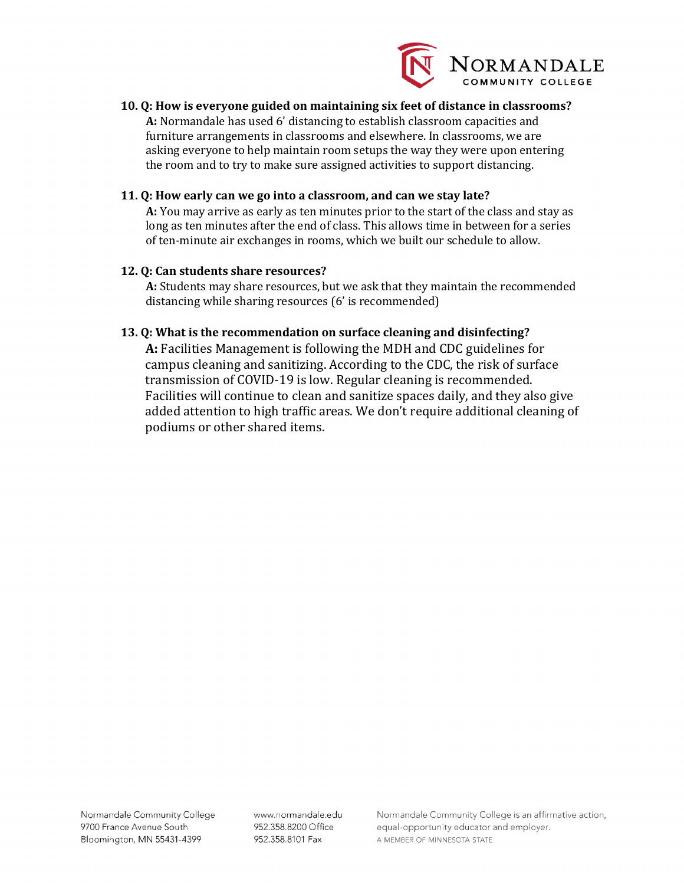10. **Q: How is everyone guided on maintaining six feet of distance in classrooms?**
    **A:** Normandale has used 6' distancing to establish classroom capacities and furniture arrangements in classrooms and elsewhere. In classrooms, we are asking everyone to help maintain room setups the way they were upon entering the room and to try to make sure assigned activities to support distancing.

11. **Q: How early can we go into a classroom, and can we stay late?**
    **A:** You may arrive as early as ten minutes prior to the start of the class and stay as long as ten minutes after the end of class. This allows time in between for a series of ten-minute air exchanges in rooms, which we built our schedule to allow.

12. **Q: Can students share resources?**
    **A:** Students may share resources, but we ask that they maintain the recommended distancing while sharing resources (6' is recommended)

13. **Q: What is the recommendation on surface cleaning and disinfecting?**
    **A:** Facilities Management is following the MDH and CDC guidelines for campus cleaning and sanitizing. According to the CDC, the risk of surface transmission of COVID-19 is low. Regular cleaning is recommended. Facilities will continue to clean and sanitize spaces daily, and they also give added attention to high traffic areas. We don't require additional cleaning of podiums or other shared items.